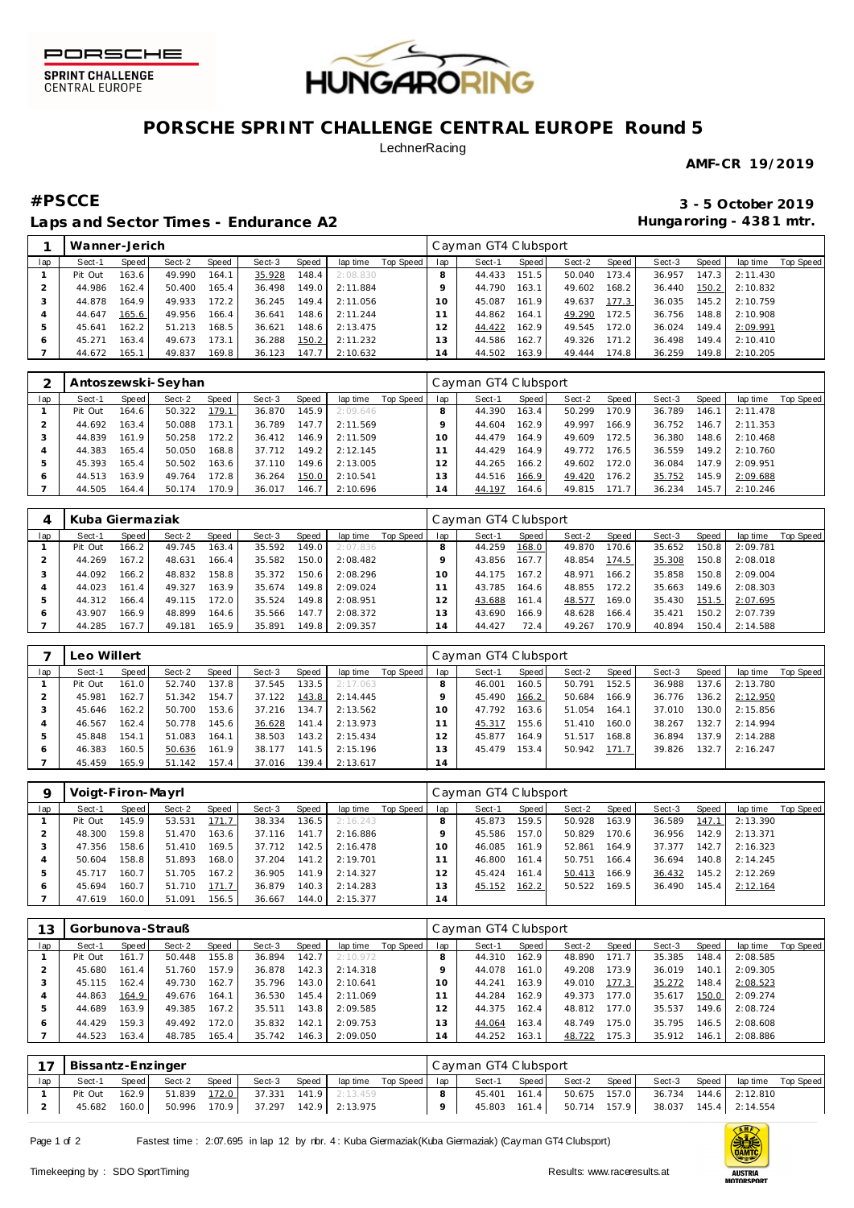# PORSCHE SPRINT CHALLENGE CENTRAL EUROPE Round 5

LechnerRacing

**AMF-CR 19/2019**

## #PSCCE

**3 - 5 October 2019**

## Laps and Sector Times - Endurance A2

**Hungaroring - 4381 mtr.**

| 1 | Wanner-Jerich | | | | | | | | Cayman GT4 Clubsport | | | | | | | | |
|---|---|---|---|---|---|---|---|---|---|---|---|---|---|---|---|---|---|
| lap | Sect-1 | Speed | Sect-2 | Speed | Sect-3 | Speed | lap time | Top Speed | lap | Sect-1 | Speed | Sect-2 | Speed | Sect-3 | Speed | lap time | Top Speed |
| 1 | Pit Out | 163.6 | 49.990 | 164.1 | 35.928 | 148.4 | 2:08.830 | | 8 | 44.433 | 151.5 | 50.040 | 173.4 | 36.957 | 147.3 | 2:11.430 | |
| 2 | 44.986 | 162.4 | 50.400 | 165.4 | 36.498 | 149.0 | 2:11.884 | | 9 | 44.790 | 163.1 | 49.602 | 168.2 | 36.440 | 150.2 | 2:10.832 | |
| 3 | 44.878 | 164.9 | 49.933 | 172.2 | 36.245 | 149.4 | 2:11.056 | | 10 | 45.087 | 161.9 | 49.637 | 177.3 | 36.035 | 145.2 | 2:10.759 | |
| 4 | 44.647 | 165.6 | 49.956 | 166.4 | 36.641 | 148.6 | 2:11.244 | | 11 | 44.862 | 164.1 | 49.290 | 172.5 | 36.756 | 148.8 | 2:10.908 | |
| 5 | 45.641 | 162.2 | 51.213 | 168.5 | 36.621 | 148.6 | 2:13.475 | | 12 | 44.422 | 162.9 | 49.545 | 172.0 | 36.024 | 149.4 | 2:09.991 | |
| 6 | 45.271 | 163.4 | 49.673 | 173.1 | 36.288 | 150.2 | 2:11.232 | | 13 | 44.586 | 162.7 | 49.326 | 171.2 | 36.498 | 149.4 | 2:10.410 | |
| 7 | 44.672 | 165.1 | 49.837 | 169.8 | 36.123 | 147.7 | 2:10.632 | | 14 | 44.502 | 163.9 | 49.444 | 174.8 | 36.259 | 149.8 | 2:10.205 | |

| 2 | Antoszewski-Seyhan | | | | | | | | Cayman GT4 Clubsport | | | | | | | | |
|---|---|---|---|---|---|---|---|---|---|---|---|---|---|---|---|---|---|
| lap | Sect-1 | Speed | Sect-2 | Speed | Sect-3 | Speed | lap time | Top Speed | lap | Sect-1 | Speed | Sect-2 | Speed | Sect-3 | Speed | lap time | Top Speed |
| 1 | Pit Out | 164.6 | 50.322 | 179.1 | 36.870 | 145.9 | 2:09.646 | | 8 | 44.390 | 163.4 | 50.299 | 170.9 | 36.789 | 146.1 | 2:11.478 | |
| 2 | 44.692 | 163.4 | 50.088 | 173.1 | 36.789 | 147.7 | 2:11.569 | | 9 | 44.604 | 162.9 | 49.997 | 166.9 | 36.752 | 146.7 | 2:11.353 | |
| 3 | 44.839 | 161.9 | 50.258 | 172.2 | 36.412 | 146.9 | 2:11.509 | | 10 | 44.479 | 164.9 | 49.609 | 172.5 | 36.380 | 148.6 | 2:10.468 | |
| 4 | 44.383 | 165.4 | 50.050 | 168.8 | 37.712 | 149.2 | 2:12.145 | | 11 | 44.429 | 164.9 | 49.772 | 176.5 | 36.559 | 149.2 | 2:10.760 | |
| 5 | 45.393 | 165.4 | 50.502 | 163.6 | 37.110 | 149.6 | 2:13.005 | | 12 | 44.265 | 166.2 | 49.602 | 172.0 | 36.084 | 147.9 | 2:09.951 | |
| 6 | 44.513 | 163.9 | 49.764 | 172.8 | 36.264 | 150.0 | 2:10.541 | | 13 | 44.516 | 166.9 | 49.420 | 176.2 | 35.752 | 145.9 | 2:09.688 | |
| 7 | 44.505 | 164.4 | 50.174 | 170.9 | 36.017 | 146.7 | 2:10.696 | | 14 | 44.197 | 164.6 | 49.815 | 171.7 | 36.234 | 145.7 | 2:10.246 | |

| 4 | Kuba Giermaziak | | | | | | | | Cayman GT4 Clubsport | | | | | | | | |
|---|---|---|---|---|---|---|---|---|---|---|---|---|---|---|---|---|---|
| lap | Sect-1 | Speed | Sect-2 | Speed | Sect-3 | Speed | lap time | Top Speed | lap | Sect-1 | Speed | Sect-2 | Speed | Sect-3 | Speed | lap time | Top Speed |
| 1 | Pit Out | 166.2 | 49.745 | 163.4 | 35.592 | 149.0 | 2:07.836 | | 8 | 44.259 | 168.0 | 49.870 | 170.6 | 35.652 | 150.8 | 2:09.781 | |
| 2 | 44.269 | 167.2 | 48.631 | 166.4 | 35.582 | 150.0 | 2:08.482 | | 9 | 43.856 | 167.7 | 48.854 | 174.5 | 35.308 | 150.8 | 2:08.018 | |
| 3 | 44.092 | 166.2 | 48.832 | 158.8 | 35.372 | 150.6 | 2:08.296 | | 10 | 44.175 | 167.2 | 48.971 | 166.2 | 35.858 | 150.8 | 2:09.004 | |
| 4 | 44.023 | 161.4 | 49.327 | 163.9 | 35.674 | 149.8 | 2:09.024 | | 11 | 43.785 | 164.6 | 48.855 | 172.2 | 35.663 | 149.6 | 2:08.303 | |
| 5 | 44.312 | 166.4 | 49.115 | 172.0 | 35.524 | 149.8 | 2:08.951 | | 12 | 43.688 | 161.4 | 48.577 | 169.0 | 35.430 | 151.5 | 2:07.695 | |
| 6 | 43.907 | 166.9 | 48.899 | 164.6 | 35.566 | 147.7 | 2:08.372 | | 13 | 43.690 | 166.9 | 48.628 | 166.4 | 35.421 | 150.2 | 2:07.739 | |
| 7 | 44.285 | 167.7 | 49.181 | 165.9 | 35.891 | 149.8 | 2:09.357 | | 14 | 44.427 | 72.4 | 49.267 | 170.9 | 40.894 | 150.4 | 2:14.588 | |

| 7 | Leo Willert | | | | | | | | Cayman GT4 Clubsport | | | | | | | | |
|---|---|---|---|---|---|---|---|---|---|---|---|---|---|---|---|---|---|
| lap | Sect-1 | Speed | Sect-2 | Speed | Sect-3 | Speed | lap time | Top Speed | lap | Sect-1 | Speed | Sect-2 | Speed | Sect-3 | Speed | lap time | Top Speed |
| 1 | Pit Out | 161.0 | 52.740 | 137.8 | 37.545 | 133.5 | 2:17.063 | | 8 | 46.001 | 160.5 | 50.791 | 152.5 | 36.988 | 137.6 | 2:13.780 | |
| 2 | 45.981 | 162.7 | 51.342 | 154.7 | 37.122 | 143.8 | 2:14.445 | | 9 | 45.490 | 166.2 | 50.684 | 166.9 | 36.776 | 136.2 | 2:12.950 | |
| 3 | 45.646 | 162.2 | 50.700 | 153.6 | 37.216 | 134.7 | 2:13.562 | | 10 | 47.792 | 163.6 | 51.054 | 164.1 | 37.010 | 130.0 | 2:15.856 | |
| 4 | 46.567 | 162.4 | 50.778 | 145.6 | 36.628 | 141.4 | 2:13.973 | | 11 | 45.317 | 155.6 | 51.410 | 160.0 | 38.267 | 132.7 | 2:14.994 | |
| 5 | 45.848 | 154.1 | 51.083 | 164.1 | 38.503 | 143.2 | 2:15.434 | | 12 | 45.877 | 164.9 | 51.517 | 168.8 | 36.894 | 137.9 | 2:14.288 | |
| 6 | 46.383 | 160.5 | 50.636 | 161.9 | 38.177 | 141.5 | 2:15.196 | | 13 | 45.479 | 153.4 | 50.942 | 171.7 | 39.826 | 132.7 | 2:16.247 | |
| 7 | 45.459 | 165.9 | 51.142 | 157.4 | 37.016 | 139.4 | 2:13.617 | | 14 | | | | | | | | |

| 9 | Voigt-Firon-Mayrl | | | | | | | | Cayman GT4 Clubsport | | | | | | | | |
|---|---|---|---|---|---|---|---|---|---|---|---|---|---|---|---|---|---|
| lap | Sect-1 | Speed | Sect-2 | Speed | Sect-3 | Speed | lap time | Top Speed | lap | Sect-1 | Speed | Sect-2 | Speed | Sect-3 | Speed | lap time | Top Speed |
| 1 | Pit Out | 145.9 | 53.531 | 171.7 | 38.334 | 136.5 | 2:16.243 | | 8 | 45.873 | 159.5 | 50.928 | 163.9 | 36.589 | 147.1 | 2:13.390 | |
| 2 | 48.300 | 159.8 | 51.470 | 163.6 | 37.116 | 141.7 | 2:16.886 | | 9 | 45.586 | 157.0 | 50.829 | 170.6 | 36.956 | 142.9 | 2:13.371 | |
| 3 | 47.356 | 158.6 | 51.410 | 169.5 | 37.712 | 142.5 | 2:16.478 | | 10 | 46.085 | 161.9 | 52.861 | 164.9 | 37.377 | 142.7 | 2:16.323 | |
| 4 | 50.604 | 158.8 | 51.893 | 168.0 | 37.204 | 141.2 | 2:19.701 | | 11 | 46.800 | 161.4 | 50.751 | 166.4 | 36.694 | 140.8 | 2:14.245 | |
| 5 | 45.717 | 160.7 | 51.705 | 167.2 | 36.905 | 141.9 | 2:14.327 | | 12 | 45.424 | 161.4 | 50.413 | 166.9 | 36.432 | 145.2 | 2:12.269 | |
| 6 | 45.694 | 160.7 | 51.710 | 171.7 | 36.879 | 140.3 | 2:14.283 | | 13 | 45.152 | 162.2 | 50.522 | 169.5 | 36.490 | 145.4 | 2:12.164 | |
| 7 | 47.619 | 160.0 | 51.091 | 156.5 | 36.667 | 144.0 | 2:15.377 | | 14 | | | | | | | | |

| 13 | Gorbunova-Strauß | | | | | | | | Cayman GT4 Clubsport | | | | | | | | |
|---|---|---|---|---|---|---|---|---|---|---|---|---|---|---|---|---|---|
| lap | Sect-1 | Speed | Sect-2 | Speed | Sect-3 | Speed | lap time | Top Speed | lap | Sect-1 | Speed | Sect-2 | Speed | Sect-3 | Speed | lap time | Top Speed |
| 1 | Pit Out | 161.7 | 50.448 | 155.8 | 36.894 | 142.7 | 2:10.972 | | 8 | 44.310 | 162.9 | 48.890 | 171.7 | 35.385 | 148.4 | 2:08.585 | |
| 2 | 45.680 | 161.4 | 51.760 | 157.9 | 36.878 | 142.3 | 2:14.318 | | 9 | 44.078 | 161.0 | 49.208 | 173.9 | 36.019 | 140.1 | 2:09.305 | |
| 3 | 45.115 | 162.4 | 49.730 | 162.7 | 35.796 | 143.0 | 2:10.641 | | 10 | 44.241 | 163.9 | 49.010 | 177.3 | 35.272 | 148.4 | 2:08.523 | |
| 4 | 44.863 | 164.9 | 49.676 | 164.1 | 36.530 | 145.4 | 2:11.069 | | 11 | 44.284 | 162.9 | 49.373 | 177.0 | 35.617 | 150.0 | 2:09.274 | |
| 5 | 44.689 | 163.9 | 49.385 | 167.2 | 35.511 | 143.8 | 2:09.585 | | 12 | 44.375 | 162.4 | 48.812 | 177.0 | 35.537 | 149.6 | 2:08.724 | |
| 6 | 44.429 | 159.3 | 49.492 | 172.0 | 35.832 | 142.1 | 2:09.753 | | 13 | 44.064 | 163.4 | 48.749 | 175.0 | 35.795 | 146.5 | 2:08.608 | |
| 7 | 44.523 | 163.4 | 48.785 | 165.4 | 35.742 | 146.3 | 2:09.050 | | 14 | 44.252 | 163.1 | 48.722 | 175.3 | 35.912 | 146.1 | 2:08.886 | |

| 17 | Bissantz-Enzinger | | | | | | | | Cayman GT4 Clubsport | | | | | | | | |
|---|---|---|---|---|---|---|---|---|---|---|---|---|---|---|---|---|---|
| lap | Sect-1 | Speed | Sect-2 | Speed | Sect-3 | Speed | lap time | Top Speed | lap | Sect-1 | Speed | Sect-2 | Speed | Sect-3 | Speed | lap time | Top Speed |
| 1 | Pit Out | 162.9 | 51.839 | 172.0 | 37.331 | 141.9 | 2:13.459 | | 8 | 45.401 | 161.4 | 50.675 | 157.0 | 36.734 | 144.6 | 2:12.810 | |
| 2 | 45.682 | 160.0 | 50.996 | 170.9 | 37.297 | 142.9 | 2:13.975 | | 9 | 45.803 | 161.4 | 50.714 | 157.9 | 38.037 | 145.4 | 2:14.554 | |

Fastest time : 2:07.695 in lap 12 by nbr. 4 : Kuba Giermaziak(Kuba Giermaziak) (Cayman GT4 Clubsport)

Timekeeping by : SDO SportTiming

Results: www.raceresults.at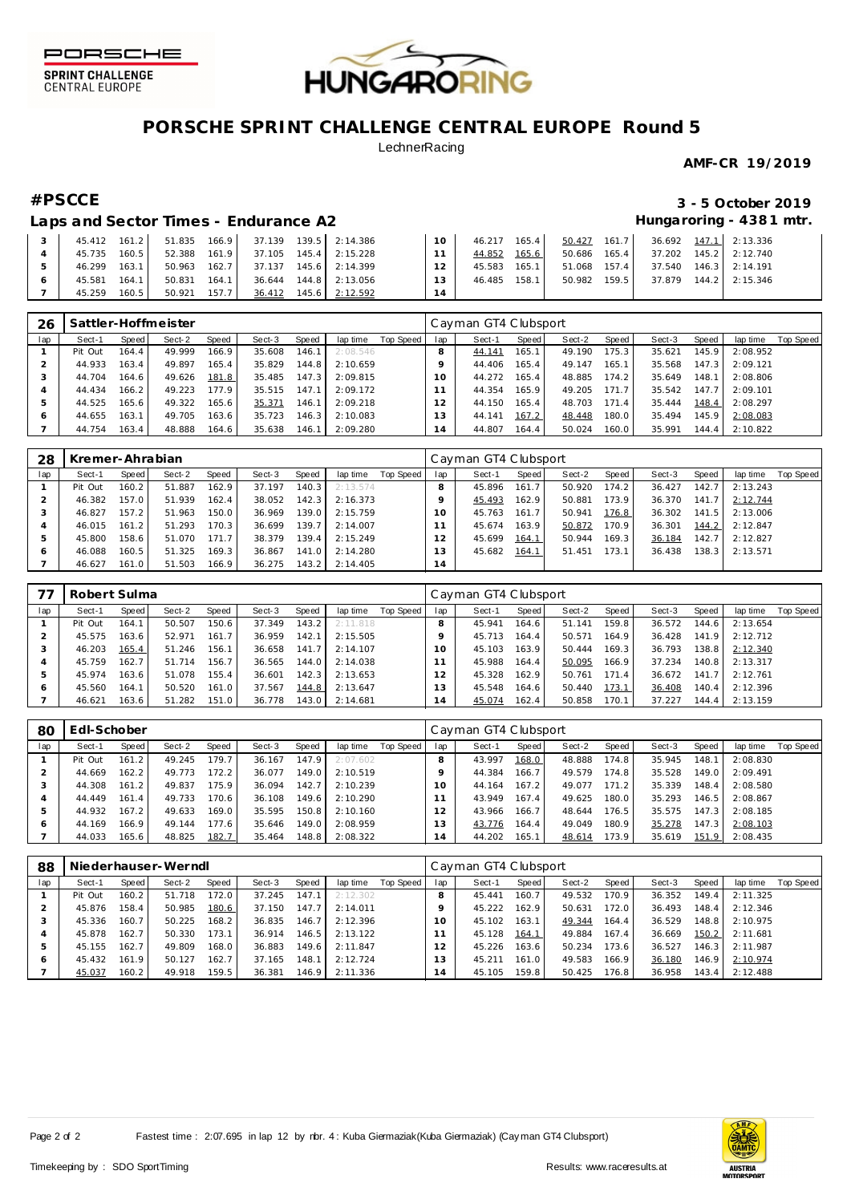# PORSCHE SPRINT CHALLENGE CENTRAL EUROPE Round 5

LechnerRacing

**AMF-CR 19/2019**

## #PSCCE

**3 - 5 October 2019**

## Laps and Sector Times - Endurance A2

**Hungaroring - 4381 mtr.**

| lap | Sect-1 | Speed | Sect-2 | Speed | Sect-3 | Speed | lap time | Top Speed | lap | Sect-1 | Speed | Sect-2 | Speed | Sect-3 | Speed | lap time | Top Speed |
|---|---|---|---|---|---|---|---|---|---|---|---|---|---|---|---|---|---|
| 3 | 45.412 | 161.2 | 51.835 | 166.9 | 37.139 | 139.5 | 2:14.386 | | 10 | 46.217 | 165.4 | 50.427 | 161.7 | 36.692 | 147.1 | 2:13.336 | |
| 4 | 45.735 | 160.5 | 52.388 | 161.9 | 37.105 | 145.4 | 2:15.228 | | 11 | 44.852 | 165.6 | 50.686 | 165.4 | 37.202 | 145.2 | 2:12.740 | |
| 5 | 46.299 | 163.1 | 50.963 | 162.7 | 37.137 | 145.6 | 2:14.399 | | 12 | 45.583 | 165.1 | 51.068 | 157.4 | 37.540 | 146.3 | 2:14.191 | |
| 6 | 45.581 | 164.1 | 50.831 | 164.1 | 36.644 | 144.8 | 2:13.056 | | 13 | 46.485 | 158.1 | 50.982 | 159.5 | 37.879 | 144.2 | 2:15.346 | |
| 7 | 45.259 | 160.5 | 50.921 | 157.7 | 36.412 | 145.6 | 2:12.592 | | 14 | | | | | | | | |

### 26 Sattler-Hoffmeister — Cayman GT4 Clubsport

| lap | Sect-1 | Speed | Sect-2 | Speed | Sect-3 | Speed | lap time | Top Speed | lap | Sect-1 | Speed | Sect-2 | Speed | Sect-3 | Speed | lap time | Top Speed |
|---|---|---|---|---|---|---|---|---|---|---|---|---|---|---|---|---|---|
| 1 | Pit Out | 164.4 | 49.999 | 166.9 | 35.608 | 146.1 | 2:08.546 | | 8 | 44.141 | 165.1 | 49.190 | 175.3 | 35.621 | 145.9 | 2:08.952 | |
| 2 | 44.933 | 163.4 | 49.897 | 165.4 | 35.829 | 144.8 | 2:10.659 | | 9 | 44.406 | 165.4 | 49.147 | 165.1 | 35.568 | 147.3 | 2:09.121 | |
| 3 | 44.704 | 164.6 | 49.626 | 181.8 | 35.485 | 147.3 | 2:09.815 | | 10 | 44.272 | 165.4 | 48.885 | 174.2 | 35.649 | 148.1 | 2:08.806 | |
| 4 | 44.434 | 166.2 | 49.223 | 177.9 | 35.515 | 147.1 | 2:09.172 | | 11 | 44.354 | 165.9 | 49.205 | 171.7 | 35.542 | 147.7 | 2:09.101 | |
| 5 | 44.525 | 165.6 | 49.322 | 165.6 | 35.371 | 146.1 | 2:09.218 | | 12 | 44.150 | 165.4 | 48.703 | 171.4 | 35.444 | 148.4 | 2:08.297 | |
| 6 | 44.655 | 163.1 | 49.705 | 163.6 | 35.723 | 146.3 | 2:10.083 | | 13 | 44.141 | 167.2 | 48.448 | 180.0 | 35.494 | 145.9 | 2:08.083 | |
| 7 | 44.754 | 163.4 | 48.888 | 164.6 | 35.638 | 146.1 | 2:09.280 | | 14 | 44.807 | 164.4 | 50.024 | 160.0 | 35.991 | 144.4 | 2:10.822 | |

### 28 Kremer-Ahrabian — Cayman GT4 Clubsport

| lap | Sect-1 | Speed | Sect-2 | Speed | Sect-3 | Speed | lap time | Top Speed | lap | Sect-1 | Speed | Sect-2 | Speed | Sect-3 | Speed | lap time | Top Speed |
|---|---|---|---|---|---|---|---|---|---|---|---|---|---|---|---|---|---|
| 1 | Pit Out | 160.2 | 51.887 | 162.9 | 37.197 | 140.3 | 2:13.574 | | 8 | 45.896 | 161.7 | 50.920 | 174.2 | 36.427 | 142.7 | 2:13.243 | |
| 2 | 46.382 | 157.0 | 51.939 | 162.4 | 38.052 | 142.3 | 2:16.373 | | 9 | 45.493 | 162.9 | 50.881 | 173.9 | 36.370 | 141.7 | 2:12.744 | |
| 3 | 46.827 | 157.2 | 51.963 | 150.0 | 36.969 | 139.0 | 2:15.759 | | 10 | 45.763 | 161.7 | 50.941 | 176.8 | 36.302 | 141.5 | 2:13.006 | |
| 4 | 46.015 | 161.2 | 51.293 | 170.3 | 36.699 | 139.7 | 2:14.007 | | 11 | 45.674 | 163.9 | 50.872 | 170.9 | 36.301 | 144.2 | 2:12.847 | |
| 5 | 45.800 | 158.6 | 51.070 | 171.7 | 38.379 | 139.4 | 2:15.249 | | 12 | 45.699 | 164.1 | 50.944 | 169.3 | 36.184 | 142.7 | 2:12.827 | |
| 6 | 46.088 | 160.5 | 51.325 | 169.3 | 36.867 | 141.0 | 2:14.280 | | 13 | 45.682 | 164.1 | 51.451 | 173.1 | 36.438 | 138.3 | 2:13.571 | |
| 7 | 46.627 | 161.0 | 51.503 | 166.9 | 36.275 | 143.2 | 2:14.405 | | 14 | | | | | | | | |

### 77 Robert Sulma — Cayman GT4 Clubsport

| lap | Sect-1 | Speed | Sect-2 | Speed | Sect-3 | Speed | lap time | Top Speed | lap | Sect-1 | Speed | Sect-2 | Speed | Sect-3 | Speed | lap time | Top Speed |
|---|---|---|---|---|---|---|---|---|---|---|---|---|---|---|---|---|---|
| 1 | Pit Out | 164.1 | 50.507 | 150.6 | 37.349 | 143.2 | 2:11.818 | | 8 | 45.941 | 164.6 | 51.141 | 159.8 | 36.572 | 144.6 | 2:13.654 | |
| 2 | 45.575 | 163.6 | 52.971 | 161.7 | 36.959 | 142.1 | 2:15.505 | | 9 | 45.713 | 164.4 | 50.571 | 164.9 | 36.428 | 141.9 | 2:12.712 | |
| 3 | 46.203 | 165.4 | 51.246 | 156.1 | 36.658 | 141.7 | 2:14.107 | | 10 | 45.103 | 163.9 | 50.444 | 169.3 | 36.793 | 138.8 | 2:12.340 | |
| 4 | 45.759 | 162.7 | 51.714 | 156.7 | 36.565 | 144.0 | 2:14.038 | | 11 | 45.988 | 164.4 | 50.095 | 166.9 | 37.234 | 140.8 | 2:13.317 | |
| 5 | 45.974 | 163.6 | 51.078 | 155.4 | 36.601 | 142.3 | 2:13.653 | | 12 | 45.328 | 162.9 | 50.761 | 171.4 | 36.672 | 141.7 | 2:12.761 | |
| 6 | 45.560 | 164.1 | 50.520 | 161.0 | 37.567 | 144.8 | 2:13.647 | | 13 | 45.548 | 164.6 | 50.440 | 173.1 | 36.408 | 140.4 | 2:12.396 | |
| 7 | 46.621 | 163.6 | 51.282 | 151.0 | 36.778 | 143.0 | 2:14.681 | | 14 | 45.074 | 162.4 | 50.858 | 170.1 | 37.227 | 144.4 | 2:13.159 | |

### 80 Edl-Schober — Cayman GT4 Clubsport

| lap | Sect-1 | Speed | Sect-2 | Speed | Sect-3 | Speed | lap time | Top Speed | lap | Sect-1 | Speed | Sect-2 | Speed | Sect-3 | Speed | lap time | Top Speed |
|---|---|---|---|---|---|---|---|---|---|---|---|---|---|---|---|---|---|
| 1 | Pit Out | 161.2 | 49.245 | 179.7 | 36.167 | 147.9 | 2:07.602 | | 8 | 43.997 | 168.0 | 48.888 | 174.8 | 35.945 | 148.1 | 2:08.830 | |
| 2 | 44.669 | 162.2 | 49.773 | 172.2 | 36.077 | 149.0 | 2:10.519 | | 9 | 44.384 | 166.7 | 49.579 | 174.8 | 35.528 | 149.0 | 2:09.491 | |
| 3 | 44.308 | 161.2 | 49.837 | 175.9 | 36.094 | 142.7 | 2:10.239 | | 10 | 44.164 | 167.2 | 49.077 | 171.2 | 35.339 | 148.4 | 2:08.580 | |
| 4 | 44.449 | 161.4 | 49.733 | 170.6 | 36.108 | 149.6 | 2:10.290 | | 11 | 43.949 | 167.4 | 49.625 | 180.0 | 35.293 | 146.5 | 2:08.867 | |
| 5 | 44.932 | 167.2 | 49.633 | 169.0 | 35.595 | 150.8 | 2:10.160 | | 12 | 43.966 | 166.7 | 48.644 | 176.5 | 35.575 | 147.3 | 2:08.185 | |
| 6 | 44.169 | 166.9 | 49.144 | 177.6 | 35.646 | 149.0 | 2:08.959 | | 13 | 43.776 | 164.4 | 49.049 | 180.9 | 35.278 | 147.3 | 2:08.103 | |
| 7 | 44.033 | 165.6 | 48.825 | 182.7 | 35.464 | 148.8 | 2:08.322 | | 14 | 44.202 | 165.1 | 48.614 | 173.9 | 35.619 | 151.9 | 2:08.435 | |

### 88 Niederhauser-Werndl — Cayman GT4 Clubsport

| lap | Sect-1 | Speed | Sect-2 | Speed | Sect-3 | Speed | lap time | Top Speed | lap | Sect-1 | Speed | Sect-2 | Speed | Sect-3 | Speed | lap time | Top Speed |
|---|---|---|---|---|---|---|---|---|---|---|---|---|---|---|---|---|---|
| 1 | Pit Out | 160.2 | 51.718 | 172.0 | 37.245 | 147.1 | 2:12.302 | | 8 | 45.441 | 160.7 | 49.532 | 170.9 | 36.352 | 149.4 | 2:11.325 | |
| 2 | 45.876 | 158.4 | 50.985 | 180.6 | 37.150 | 147.7 | 2:14.011 | | 9 | 45.222 | 162.9 | 50.631 | 172.0 | 36.493 | 148.4 | 2:12.346 | |
| 3 | 45.336 | 160.7 | 50.225 | 168.2 | 36.835 | 146.7 | 2:12.396 | | 10 | 45.102 | 163.1 | 49.344 | 164.4 | 36.529 | 148.8 | 2:10.975 | |
| 4 | 45.878 | 162.7 | 50.330 | 173.1 | 36.914 | 146.5 | 2:13.122 | | 11 | 45.128 | 164.1 | 49.884 | 167.4 | 36.669 | 150.2 | 2:11.681 | |
| 5 | 45.155 | 162.7 | 49.809 | 168.0 | 36.883 | 149.6 | 2:11.847 | | 12 | 45.226 | 163.6 | 50.234 | 173.6 | 36.527 | 146.3 | 2:11.987 | |
| 6 | 45.432 | 161.9 | 50.127 | 162.7 | 37.165 | 148.1 | 2:12.724 | | 13 | 45.211 | 161.0 | 49.583 | 166.9 | 36.180 | 146.9 | 2:10.974 | |
| 7 | 45.037 | 160.2 | 49.918 | 159.5 | 36.381 | 146.9 | 2:11.336 | | 14 | 45.105 | 159.8 | 50.425 | 176.8 | 36.958 | 143.4 | 2:12.488 | |

Fastest time : 2:07.695 in lap 12 by nbr. 4 : Kuba Giermaziak(Kuba Giermaziak) (Cayman GT4 Clubsport)

Timekeeping by : SDO SportTiming

Results: www.raceresults.at